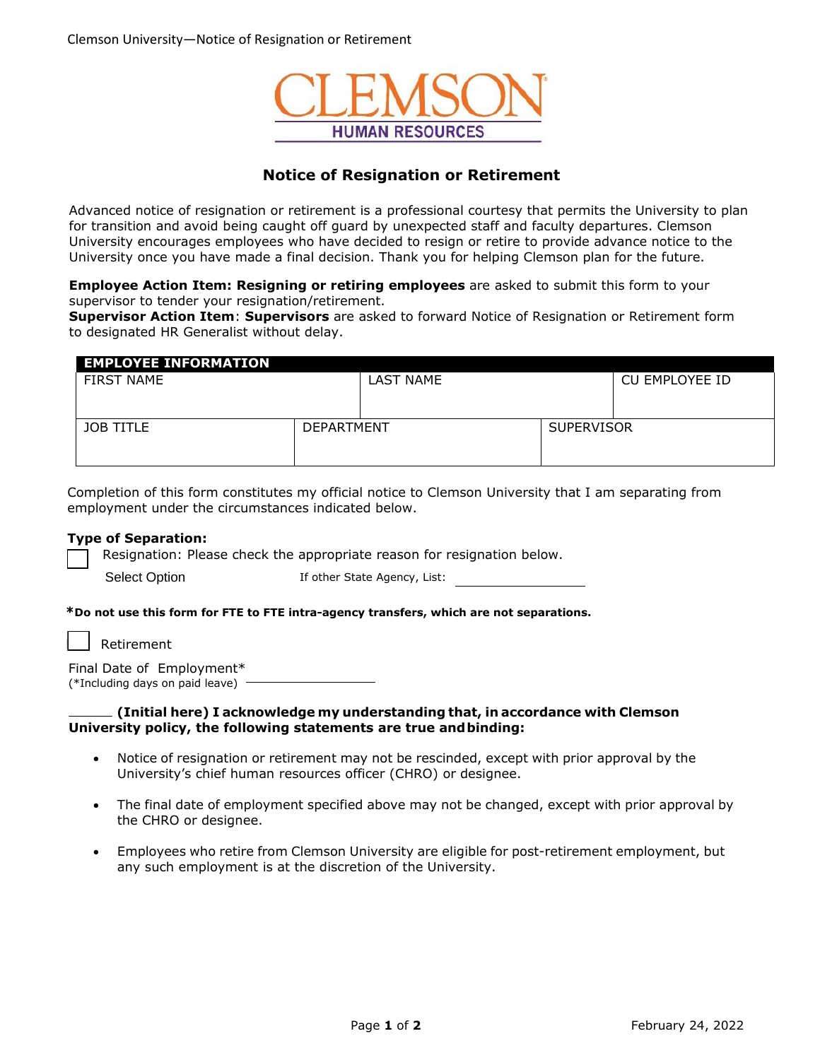CLEMSON
HUMAN RESOURCES

# Notice of Resignation or Retirement

Advanced notice of resignation or retirement is a professional courtesy that permits the University to plan for transition and avoid being caught off guard by unexpected staff and faculty departures. Clemson University encourages employees who have decided to resign or retire to provide advance notice to the University once you have made a final decision. Thank you for helping Clemson plan for the future.

**Employee Action Item: Resigning or retiring employees** are asked to submit this form to your supervisor to tender your resignation/retirement.
**Supervisor Action Item**: **Supervisors** are asked to forward Notice of Resignation or Retirement form to designated HR Generalist without delay.

| EMPLOYEE INFORMATION | | |
|---|---|---|
| FIRST NAME | LAST NAME | CU EMPLOYEE ID |
| JOB TITLE | DEPARTMENT | SUPERVISOR |

Completion of this form constitutes my official notice to Clemson University that I am separating from employment under the circumstances indicated below.

**Type of Separation:**

☐ Resignation: Please check the appropriate reason for resignation below.

Select Option    If other State Agency, List: ________________

***Do not use this form for FTE to FTE intra-agency transfers, which are not separations.**

☐ Retirement

Final Date of Employment*
(*Including days on paid leave) ________________

______ **(Initial here) I acknowledge my understanding that, in accordance with Clemson University policy, the following statements are true and binding:**

- Notice of resignation or retirement may not be rescinded, except with prior approval by the University's chief human resources officer (CHRO) or designee.
- The final date of employment specified above may not be changed, except with prior approval by the CHRO or designee.
- Employees who retire from Clemson University are eligible for post-retirement employment, but any such employment is at the discretion of the University.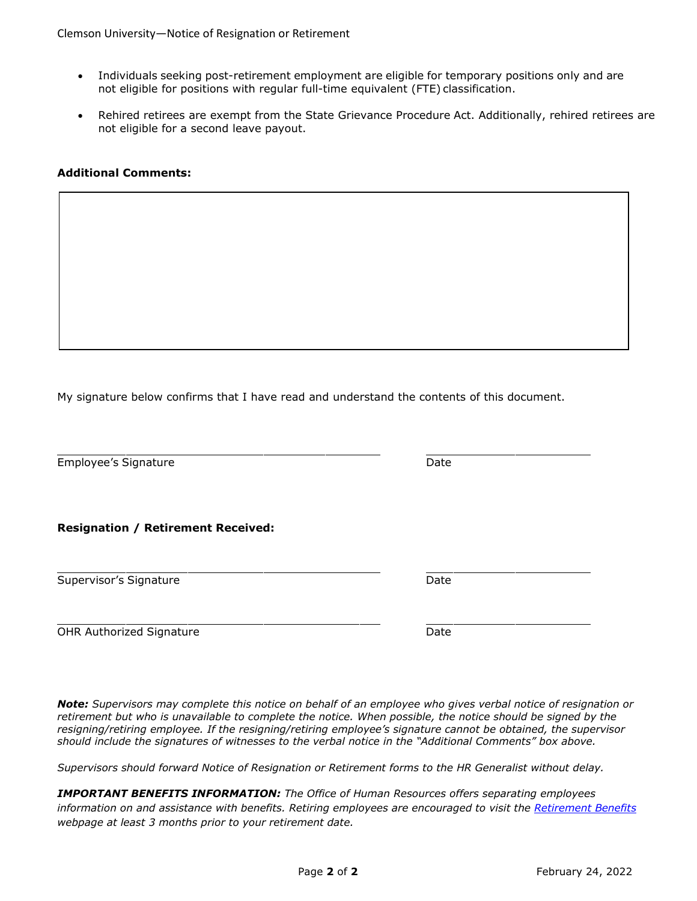- Individuals seeking post-retirement employment are eligible for temporary positions only and are not eligible for positions with regular full-time equivalent (FTE) classification.
- Rehired retirees are exempt from the State Grievance Procedure Act. Additionally, rehired retirees are not eligible for a second leave payout.

**Additional Comments:**

| |
|---|
| |

My signature below confirms that I have read and understand the contents of this document.

\_\_\_\_\_\_\_\_\_\_\_\_\_\_\_\_\_\_\_\_\_\_\_\_\_\_\_\_\_\_\_\_\_\_\_\_\_\_\_\_ \_\_\_\_\_\_\_\_\_\_\_\_\_\_\_\_\_\_\_\_

Employee's Signature Date

**Resignation / Retirement Received:**

\_\_\_\_\_\_\_\_\_\_\_\_\_\_\_\_\_\_\_\_\_\_\_\_\_\_\_\_\_\_\_\_\_\_\_\_\_\_\_\_ \_\_\_\_\_\_\_\_\_\_\_\_\_\_\_\_\_\_\_\_

Supervisor's Signature Date

\_\_\_\_\_\_\_\_\_\_\_\_\_\_\_\_\_\_\_\_\_\_\_\_\_\_\_\_\_\_\_\_\_\_\_\_\_\_\_\_ \_\_\_\_\_\_\_\_\_\_\_\_\_\_\_\_\_\_\_\_

OHR Authorized Signature Date

***Note:*** *Supervisors may complete this notice on behalf of an employee who gives verbal notice of resignation or retirement but who is unavailable to complete the notice. When possible, the notice should be signed by the resigning/retiring employee. If the resigning/retiring employee's signature cannot be obtained, the supervisor should include the signatures of witnesses to the verbal notice in the "Additional Comments" box above.*

*Supervisors should forward Notice of Resignation or Retirement forms to the HR Generalist without delay.*

***IMPORTANT BENEFITS INFORMATION:*** *The Office of Human Resources offers separating employees information on and assistance with benefits. Retiring employees are encouraged to visit the Retirement Benefits webpage at least 3 months prior to your retirement date.*